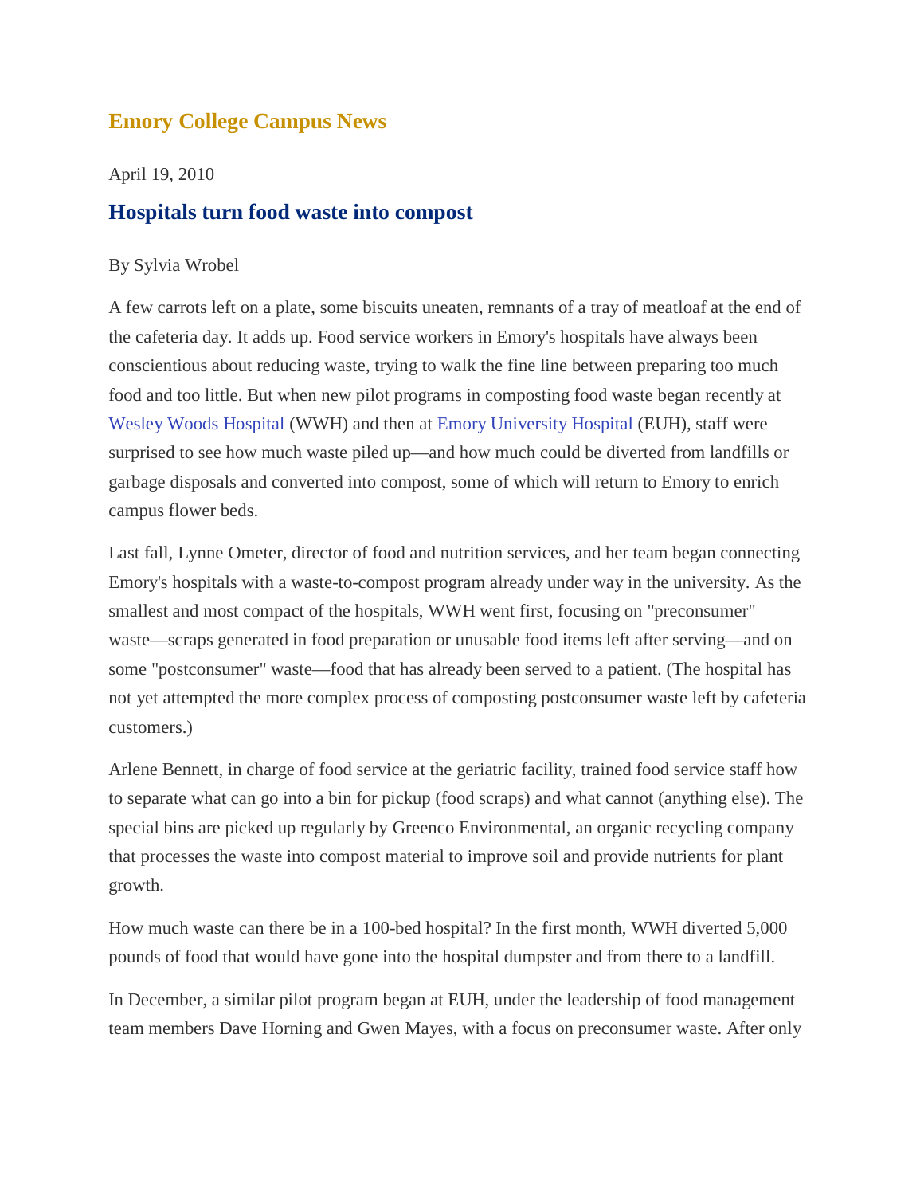## Emory College Campus News

April 19, 2010

# Hospitals turn food waste into compost

By Sylvia Wrobel

A few carrots left on a plate, some biscuits uneaten, remnants of a tray of meatloaf at the end of the cafeteria day. It adds up. Food service workers in Emory's hospitals have always been conscientious about reducing waste, trying to walk the fine line between preparing too much food and too little. But when new pilot programs in composting food waste began recently at Wesley Woods Hospital (WWH) and then at Emory University Hospital (EUH), staff were surprised to see how much waste piled up—and how much could be diverted from landfills or garbage disposals and converted into compost, some of which will return to Emory to enrich campus flower beds.

Last fall, Lynne Ometer, director of food and nutrition services, and her team began connecting Emory's hospitals with a waste-to-compost program already under way in the university. As the smallest and most compact of the hospitals, WWH went first, focusing on "preconsumer" waste—scraps generated in food preparation or unusable food items left after serving—and on some "postconsumer" waste—food that has already been served to a patient. (The hospital has not yet attempted the more complex process of composting postconsumer waste left by cafeteria customers.)

Arlene Bennett, in charge of food service at the geriatric facility, trained food service staff how to separate what can go into a bin for pickup (food scraps) and what cannot (anything else). The special bins are picked up regularly by Greenco Environmental, an organic recycling company that processes the waste into compost material to improve soil and provide nutrients for plant growth.

How much waste can there be in a 100-bed hospital? In the first month, WWH diverted 5,000 pounds of food that would have gone into the hospital dumpster and from there to a landfill.

In December, a similar pilot program began at EUH, under the leadership of food management team members Dave Horning and Gwen Mayes, with a focus on preconsumer waste. After only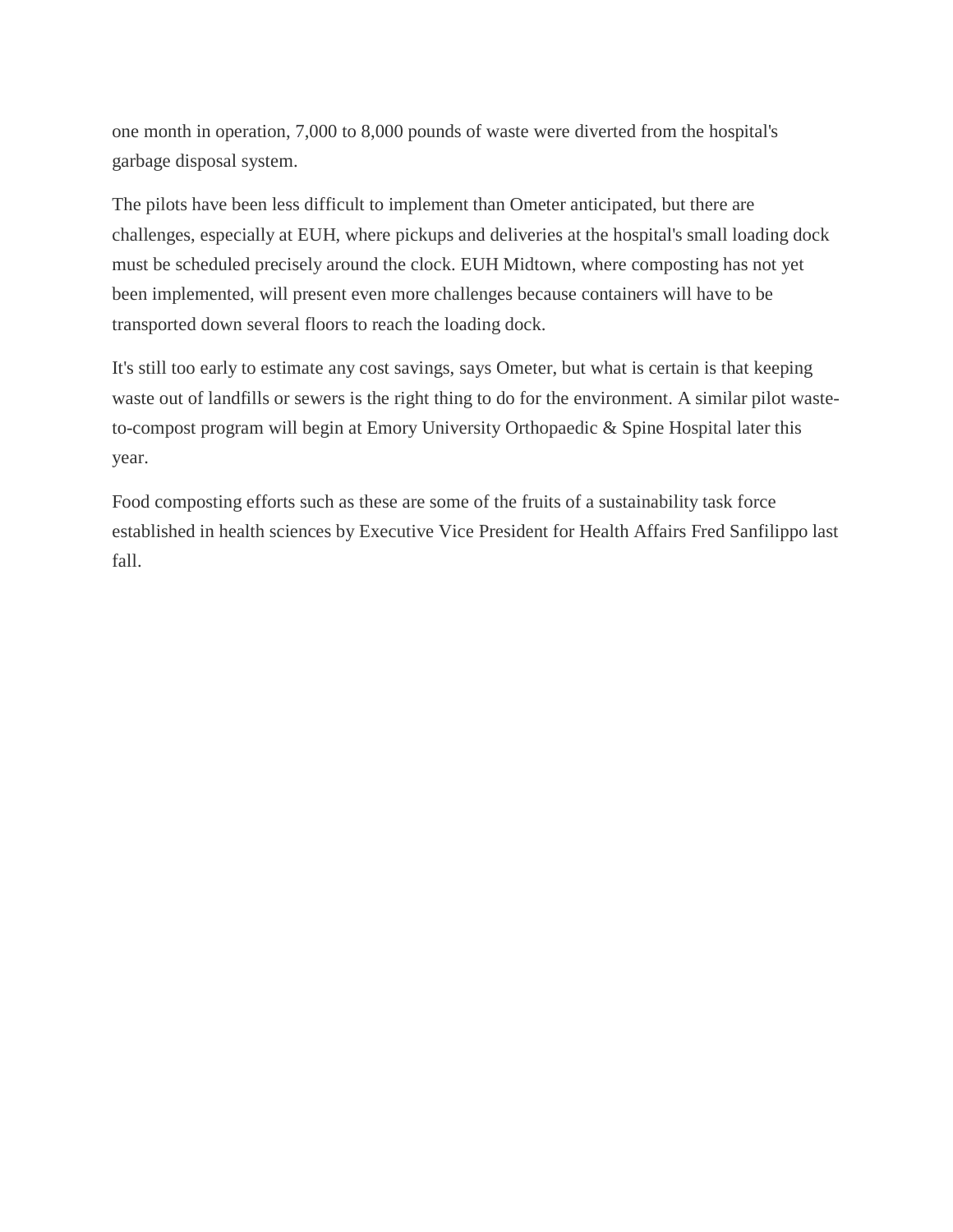one month in operation, 7,000 to 8,000 pounds of waste were diverted from the hospital's garbage disposal system.

The pilots have been less difficult to implement than Ometer anticipated, but there are challenges, especially at EUH, where pickups and deliveries at the hospital's small loading dock must be scheduled precisely around the clock. EUH Midtown, where composting has not yet been implemented, will present even more challenges because containers will have to be transported down several floors to reach the loading dock.

It's still too early to estimate any cost savings, says Ometer, but what is certain is that keeping waste out of landfills or sewers is the right thing to do for the environment. A similar pilot waste-to-compost program will begin at Emory University Orthopaedic & Spine Hospital later this year.

Food composting efforts such as these are some of the fruits of a sustainability task force established in health sciences by Executive Vice President for Health Affairs Fred Sanfilippo last fall.